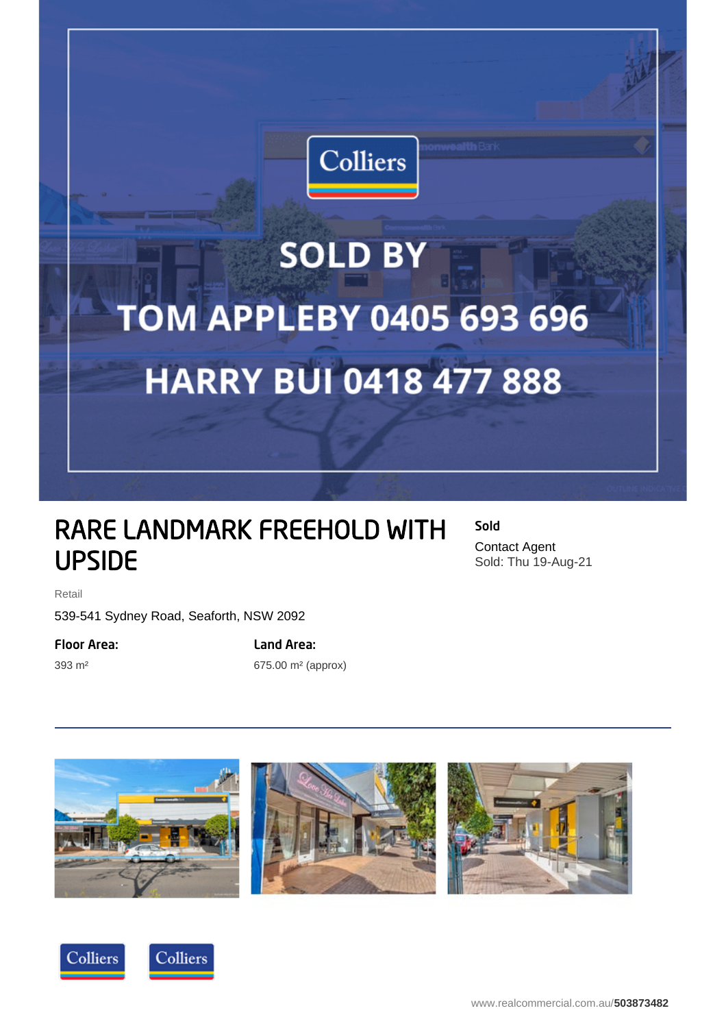SOLD BY

TOM APPLEBY 0405 693 696

HARRY BUI 0418 477 888

# RARE LANDMARK FREEHOLD WITH UPSIDE

**Sold**

Contact Agent
Sold: Thu 19-Aug-21

Retail

539-541 Sydney Road, Seaforth, NSW 2092

**Floor Area:**
393 m²

**Land Area:**
675.00 m² (approx)

www.realcommercial.com.au/**503873482**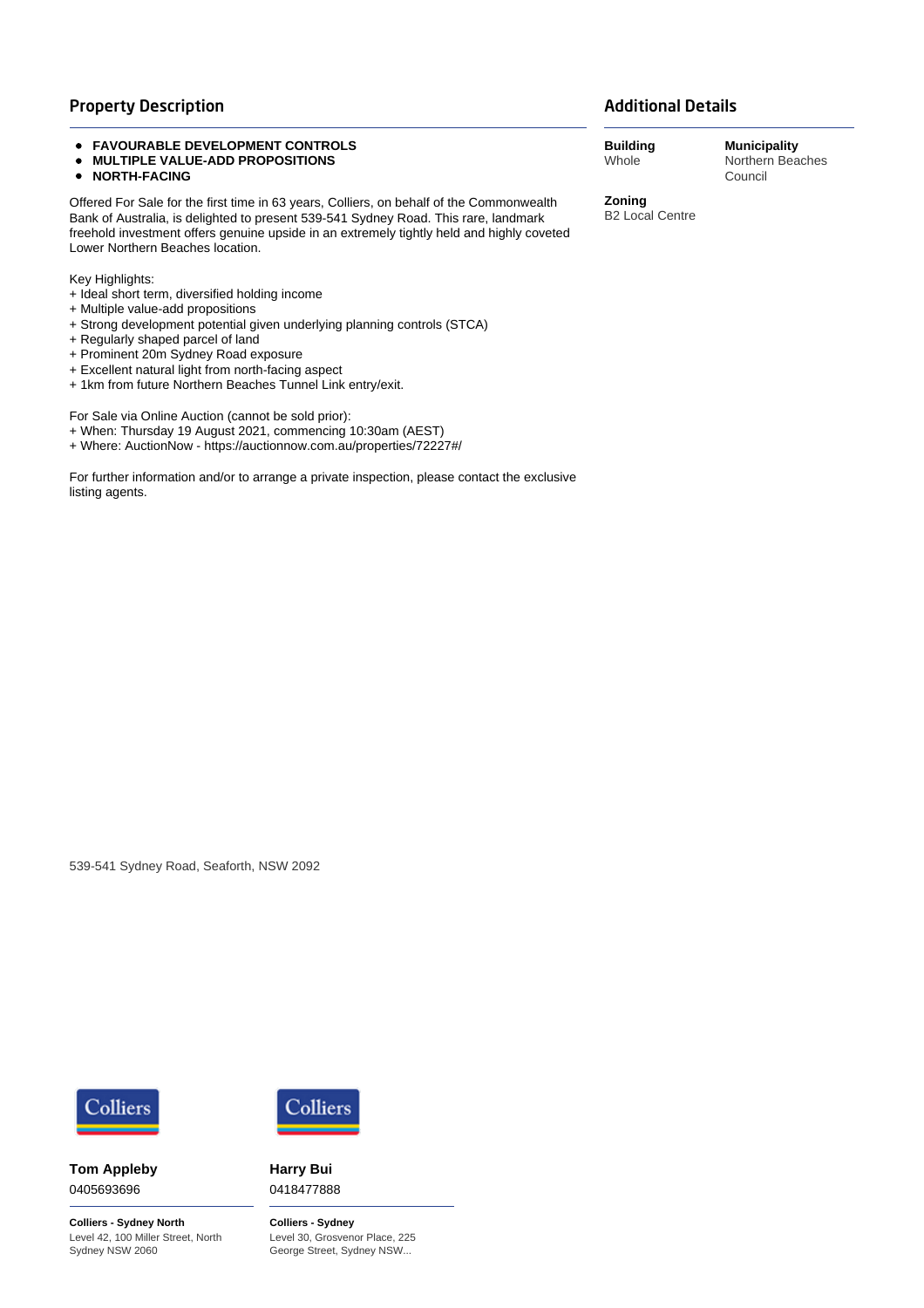## Property Description

- **FAVOURABLE DEVELOPMENT CONTROLS**
- **MULTIPLE VALUE-ADD PROPOSITIONS**
- **NORTH-FACING**

Offered For Sale for the first time in 63 years, Colliers, on behalf of the Commonwealth Bank of Australia, is delighted to present 539-541 Sydney Road. This rare, landmark freehold investment offers genuine upside in an extremely tightly held and highly coveted Lower Northern Beaches location.

Key Highlights:
+ Ideal short term, diversified holding income
+ Multiple value-add propositions
+ Strong development potential given underlying planning controls (STCA)
+ Regularly shaped parcel of land
+ Prominent 20m Sydney Road exposure
+ Excellent natural light from north-facing aspect
+ 1km from future Northern Beaches Tunnel Link entry/exit.

For Sale via Online Auction (cannot be sold prior):
+ When: Thursday 19 August 2021, commencing 10:30am (AEST)
+ Where: AuctionNow - https://auctionnow.com.au/properties/72227#/

For further information and/or to arrange a private inspection, please contact the exclusive listing agents.

## Additional Details

**Building**
Whole

**Municipality**
Northern Beaches Council

**Zoning**
B2 Local Centre

539-541 Sydney Road, Seaforth, NSW 2092

**Tom Appleby**
0405693696

**Colliers - Sydney North**
Level 42, 100 Miller Street, North Sydney NSW 2060

**Harry Bui**
0418477888

**Colliers - Sydney**
Level 30, Grosvenor Place, 225 George Street, Sydney NSW...